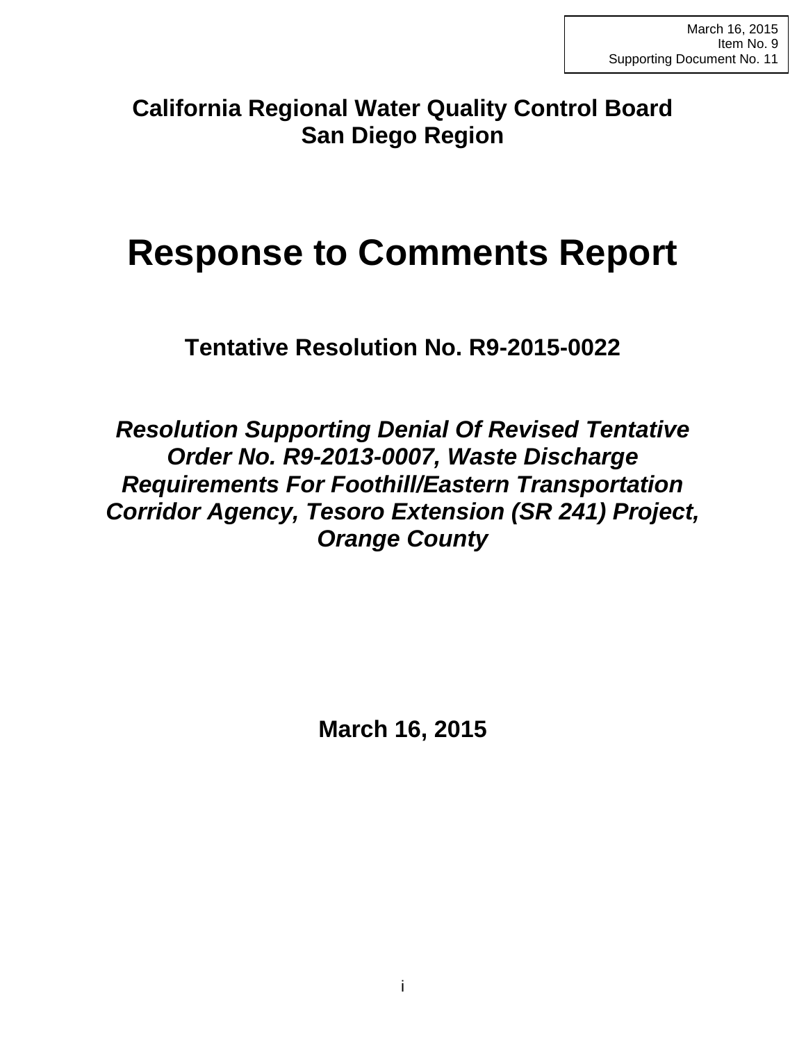March 16, 2015
Item No. 9
Supporting Document No. 11

**California Regional Water Quality Control Board**
**San Diego Region**

# Response to Comments Report

## Tentative Resolution No. R9-2015-0022

***Resolution Supporting Denial Of Revised Tentative Order No. R9-2013-0007, Waste Discharge Requirements For Foothill/Eastern Transportation Corridor Agency, Tesoro Extension (SR 241) Project, Orange County***

**March 16, 2015**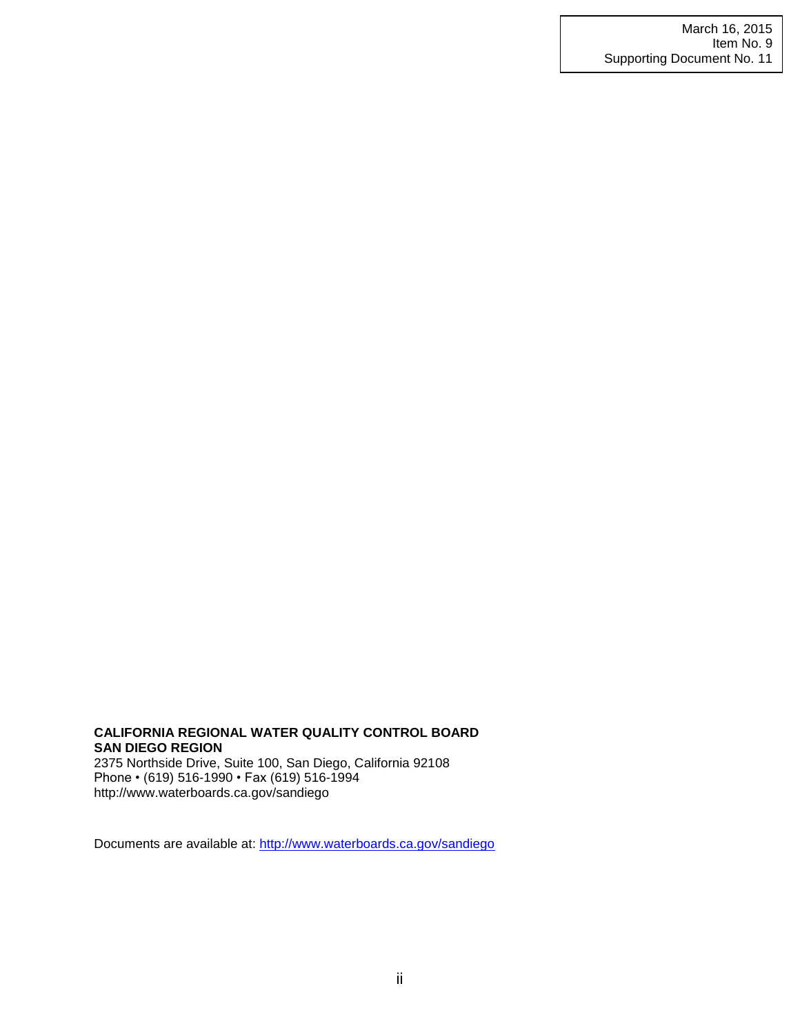March 16, 2015
Item No. 9
Supporting Document No. 11

**CALIFORNIA REGIONAL WATER QUALITY CONTROL BOARD**
**SAN DIEGO REGION**
2375 Northside Drive, Suite 100, San Diego, California 92108
Phone • (619) 516-1990 • Fax (619) 516-1994
http://www.waterboards.ca.gov/sandiego

Documents are available at: [http://www.waterboards.ca.gov/sandiego](http://www.waterboards.ca.gov/sandiego)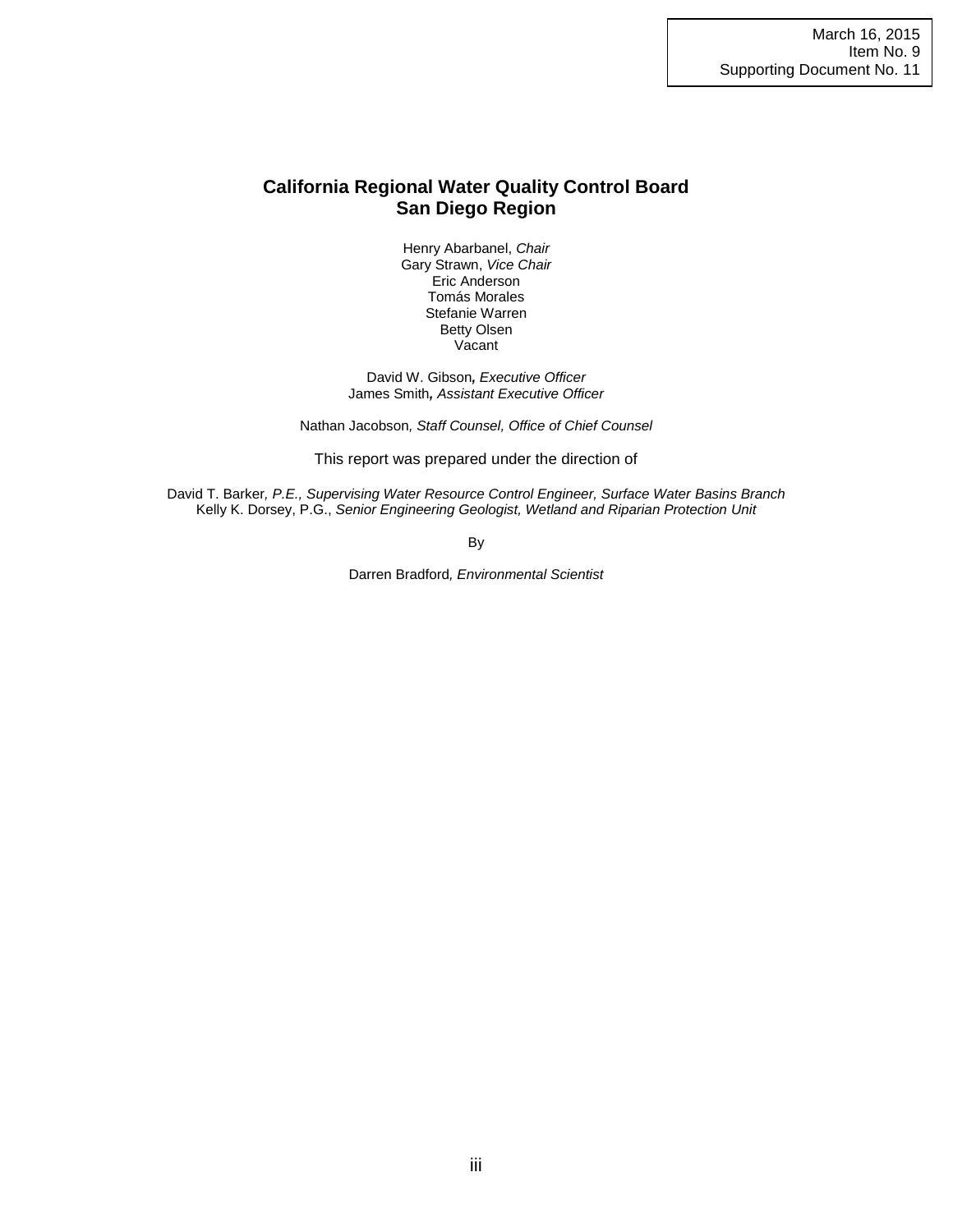March 16, 2015
Item No. 9
Supporting Document No. 11

# California Regional Water Quality Control Board
# San Diego Region

Henry Abarbanel, *Chair*
Gary Strawn, *Vice Chair*
Eric Anderson
Tomás Morales
Stefanie Warren
Betty Olsen
Vacant

David W. Gibson**,** *Executive Officer*
James Smith**,** *Assistant Executive Officer*

Nathan Jacobson*, Staff Counsel, Office of Chief Counsel*

This report was prepared under the direction of

David T. Barker*, P.E., Supervising Water Resource Control Engineer, Surface Water Basins Branch*
Kelly K. Dorsey, P.G., *Senior Engineering Geologist, Wetland and Riparian Protection Unit*

By

Darren Bradford*, Environmental Scientist*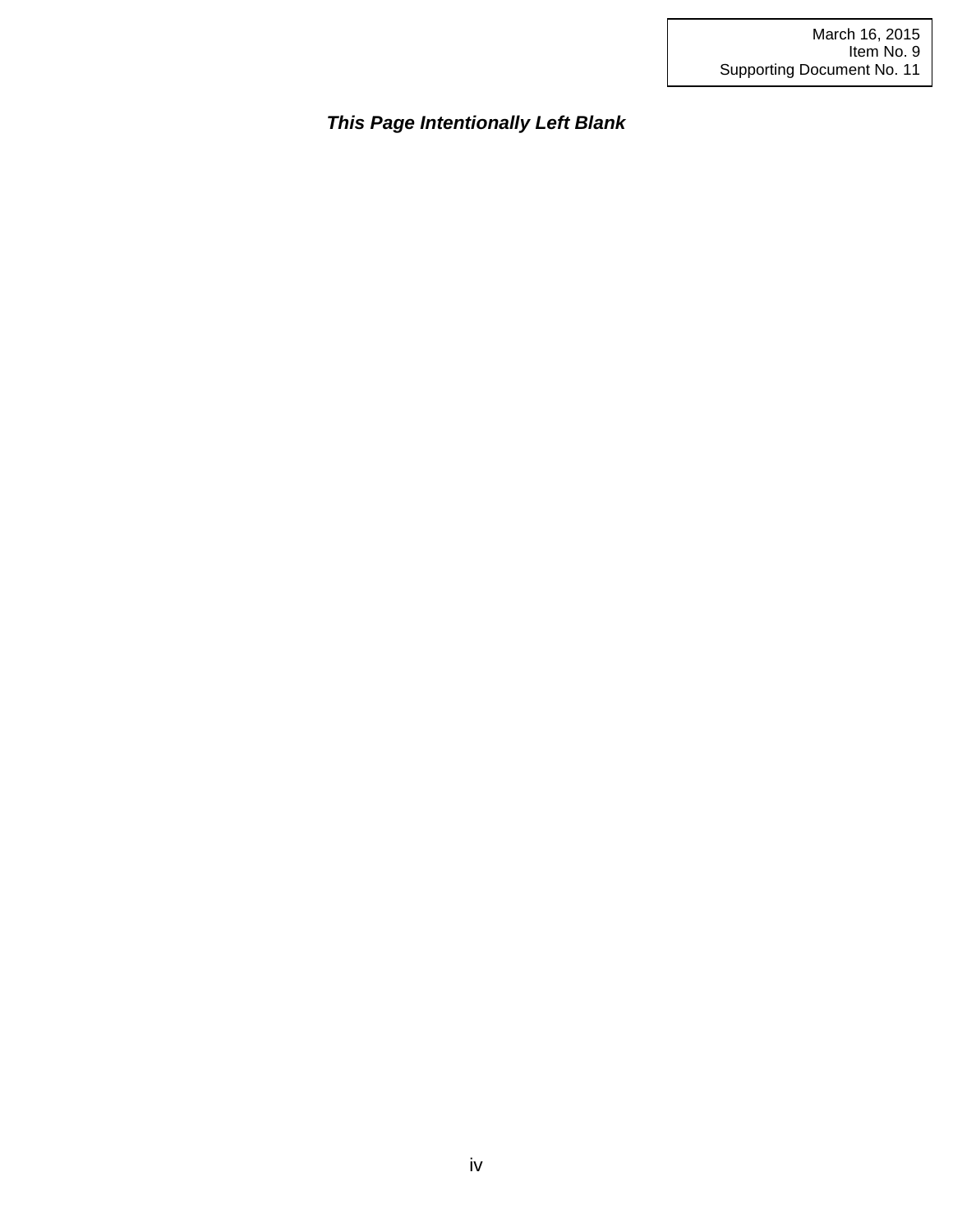March 16, 2015
Item No. 9
Supporting Document No. 11

***This Page Intentionally Left Blank***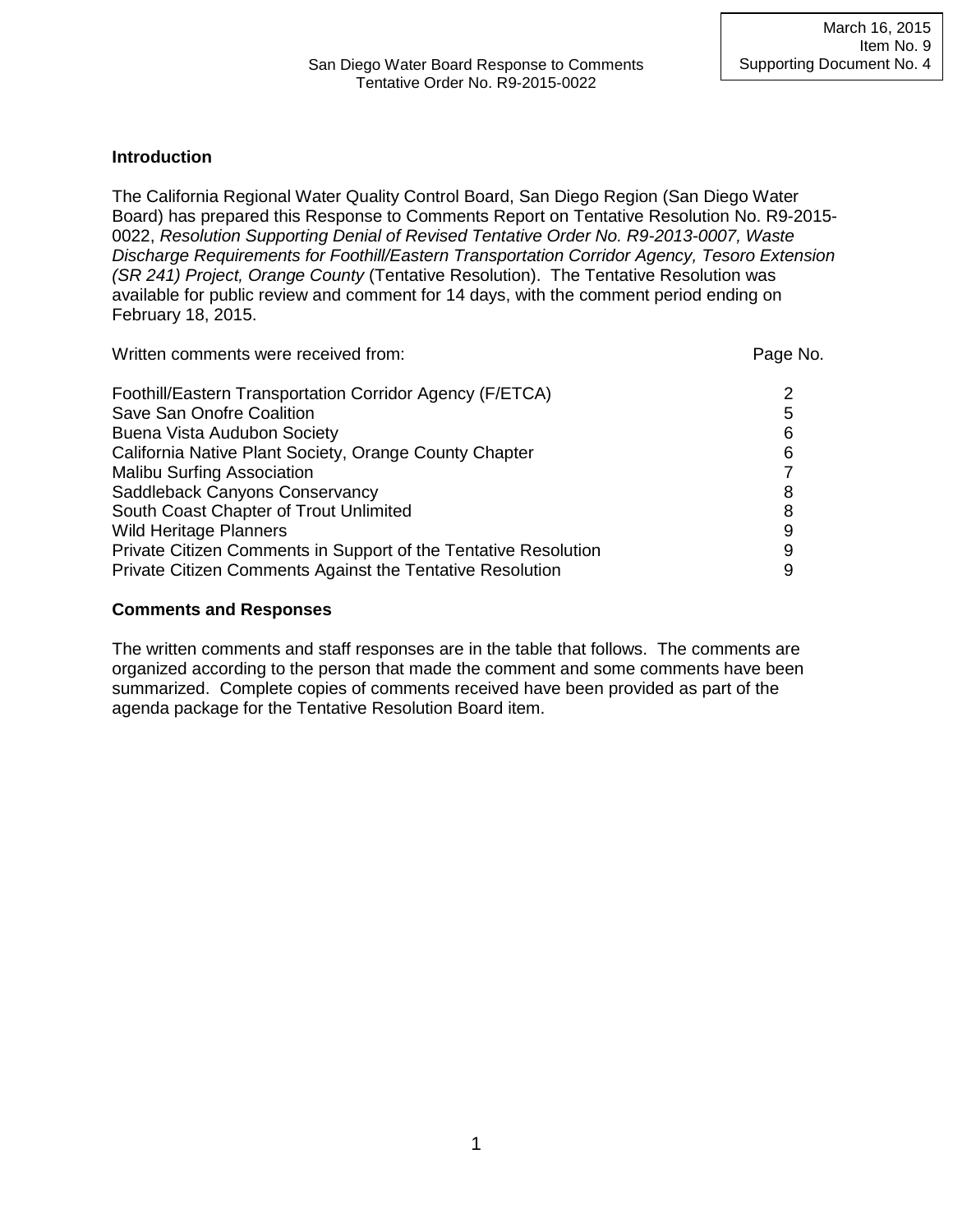## Introduction

The California Regional Water Quality Control Board, San Diego Region (San Diego Water Board) has prepared this Response to Comments Report on Tentative Resolution No. R9-2015-0022, *Resolution Supporting Denial of Revised Tentative Order No. R9-2013-0007, Waste Discharge Requirements for Foothill/Eastern Transportation Corridor Agency, Tesoro Extension (SR 241) Project, Orange County* (Tentative Resolution). The Tentative Resolution was available for public review and comment for 14 days, with the comment period ending on February 18, 2015.

| Written comments were received from: | Page No. |
| --- | --- |
| Foothill/Eastern Transportation Corridor Agency (F/ETCA) | 2 |
| Save San Onofre Coalition | 5 |
| Buena Vista Audubon Society | 6 |
| California Native Plant Society, Orange County Chapter | 6 |
| Malibu Surfing Association | 7 |
| Saddleback Canyons Conservancy | 8 |
| South Coast Chapter of Trout Unlimited | 8 |
| Wild Heritage Planners | 9 |
| Private Citizen Comments in Support of the Tentative Resolution | 9 |
| Private Citizen Comments Against the Tentative Resolution | 9 |

## Comments and Responses

The written comments and staff responses are in the table that follows. The comments are organized according to the person that made the comment and some comments have been summarized. Complete copies of comments received have been provided as part of the agenda package for the Tentative Resolution Board item.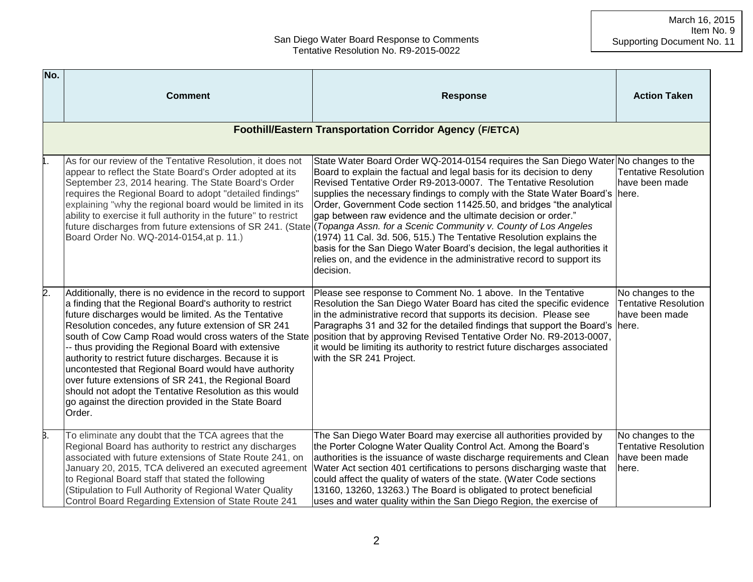| No. | Comment | Response | Action Taken |
|---|---|---|---|
| **Foothill/Eastern Transportation Corridor Agency (F/ETCA)** | | | |
| 1. | As for our review of the Tentative Resolution, it does not appear to reflect the State Board's Order adopted at its September 23, 2014 hearing. The State Board's Order requires the Regional Board to adopt "detailed findings" explaining "why the regional board would be limited in its ability to exercise it full authority in the future" to restrict future discharges from future extensions of SR 241. (State Board Order No. WQ-2014-0154,at p. 11.) | State Water Board Order WQ-2014-0154 requires the San Diego Water Board to explain the factual and legal basis for its decision to deny Revised Tentative Order R9-2013-0007. The Tentative Resolution supplies the necessary findings to comply with the State Water Board's Order, Government Code section 11425.50, and bridges "the analytical gap between raw evidence and the ultimate decision or order." (*Topanga Assn. for a Scenic Community v. County of Los Angeles* (1974) 11 Cal. 3d. 506, 515.) The Tentative Resolution explains the basis for the San Diego Water Board's decision, the legal authorities it relies on, and the evidence in the administrative record to support its decision. | No changes to the Tentative Resolution have been made here. |
| 2. | Additionally, there is no evidence in the record to support a finding that the Regional Board's authority to restrict future discharges would be limited. As the Tentative Resolution concedes, any future extension of SR 241 south of Cow Camp Road would cross waters of the State -- thus providing the Regional Board with extensive authority to restrict future discharges. Because it is uncontested that Regional Board would have authority over future extensions of SR 241, the Regional Board should not adopt the Tentative Resolution as this would go against the direction provided in the State Board Order. | Please see response to Comment No. 1 above. In the Tentative Resolution the San Diego Water Board has cited the specific evidence in the administrative record that supports its decision. Please see Paragraphs 31 and 32 for the detailed findings that support the Board's position that by approving Revised Tentative Order No. R9-2013-0007, it would be limiting its authority to restrict future discharges associated with the SR 241 Project. | No changes to the Tentative Resolution have been made here. |
| 3. | To eliminate any doubt that the TCA agrees that the Regional Board has authority to restrict any discharges associated with future extensions of State Route 241, on January 20, 2015, TCA delivered an executed agreement to Regional Board staff that stated the following (Stipulation to Full Authority of Regional Water Quality Control Board Regarding Extension of State Route 241 | The San Diego Water Board may exercise all authorities provided by the Porter Cologne Water Quality Control Act. Among the Board's authorities is the issuance of waste discharge requirements and Clean Water Act section 401 certifications to persons discharging waste that could affect the quality of waters of the state. (Water Code sections 13160, 13260, 13263.) The Board is obligated to protect beneficial uses and water quality within the San Diego Region, the exercise of | No changes to the Tentative Resolution have been made here. |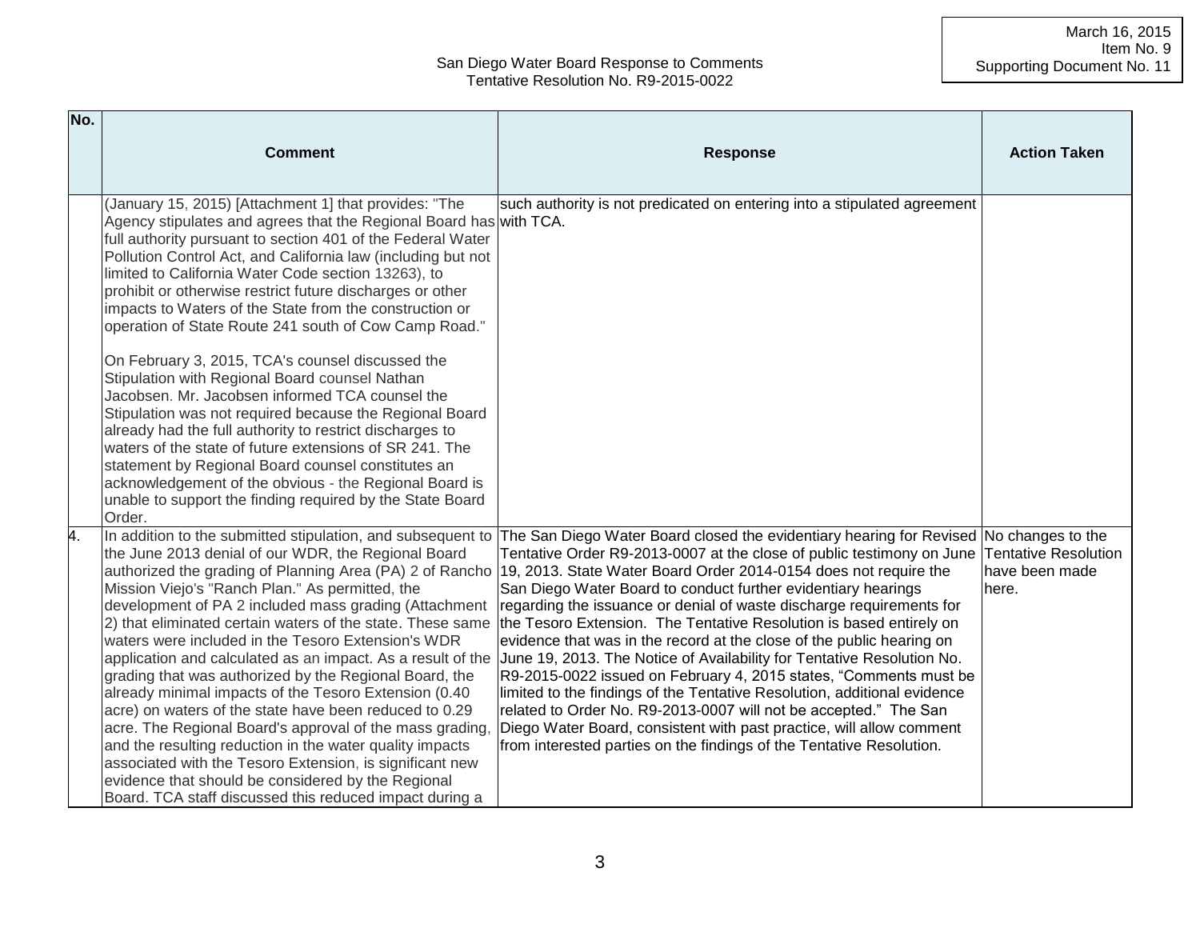| No. | Comment | Response | Action Taken |
|---|---|---|---|
| | (January 15, 2015) [Attachment 1] that provides: "The Agency stipulates and agrees that the Regional Board has full authority pursuant to section 401 of the Federal Water Pollution Control Act, and California law (including but not limited to California Water Code section 13263), to prohibit or otherwise restrict future discharges or other impacts to Waters of the State from the construction or operation of State Route 241 south of Cow Camp Road."<br><br>On February 3, 2015, TCA's counsel discussed the Stipulation with Regional Board counsel Nathan Jacobsen. Mr. Jacobsen informed TCA counsel the Stipulation was not required because the Regional Board already had the full authority to restrict discharges to waters of the state of future extensions of SR 241. The statement by Regional Board counsel constitutes an acknowledgement of the obvious - the Regional Board is unable to support the finding required by the State Board Order. | such authority is not predicated on entering into a stipulated agreement with TCA. | |
| 4. | In addition to the submitted stipulation, and subsequent to the June 2013 denial of our WDR, the Regional Board authorized the grading of Planning Area (PA) 2 of Rancho Mission Viejo's "Ranch Plan." As permitted, the development of PA 2 included mass grading (Attachment 2) that eliminated certain waters of the state. These same waters were included in the Tesoro Extension's WDR application and calculated as an impact. As a result of the grading that was authorized by the Regional Board, the already minimal impacts of the Tesoro Extension (0.40 acre) on waters of the state have been reduced to 0.29 acre. The Regional Board's approval of the mass grading, and the resulting reduction in the water quality impacts associated with the Tesoro Extension, is significant new evidence that should be considered by the Regional Board. TCA staff discussed this reduced impact during a | The San Diego Water Board closed the evidentiary hearing for Revised Tentative Order R9-2013-0007 at the close of public testimony on June 19, 2013. State Water Board Order 2014-0154 does not require the San Diego Water Board to conduct further evidentiary hearings regarding the issuance or denial of waste discharge requirements for the Tesoro Extension. The Tentative Resolution is based entirely on evidence that was in the record at the close of the public hearing on June 19, 2013. The Notice of Availability for Tentative Resolution No. R9-2015-0022 issued on February 4, 2015 states, "Comments must be limited to the findings of the Tentative Resolution, additional evidence related to Order No. R9-2013-0007 will not be accepted." The San Diego Water Board, consistent with past practice, will allow comment from interested parties on the findings of the Tentative Resolution. | No changes to the Tentative Resolution have been made here. |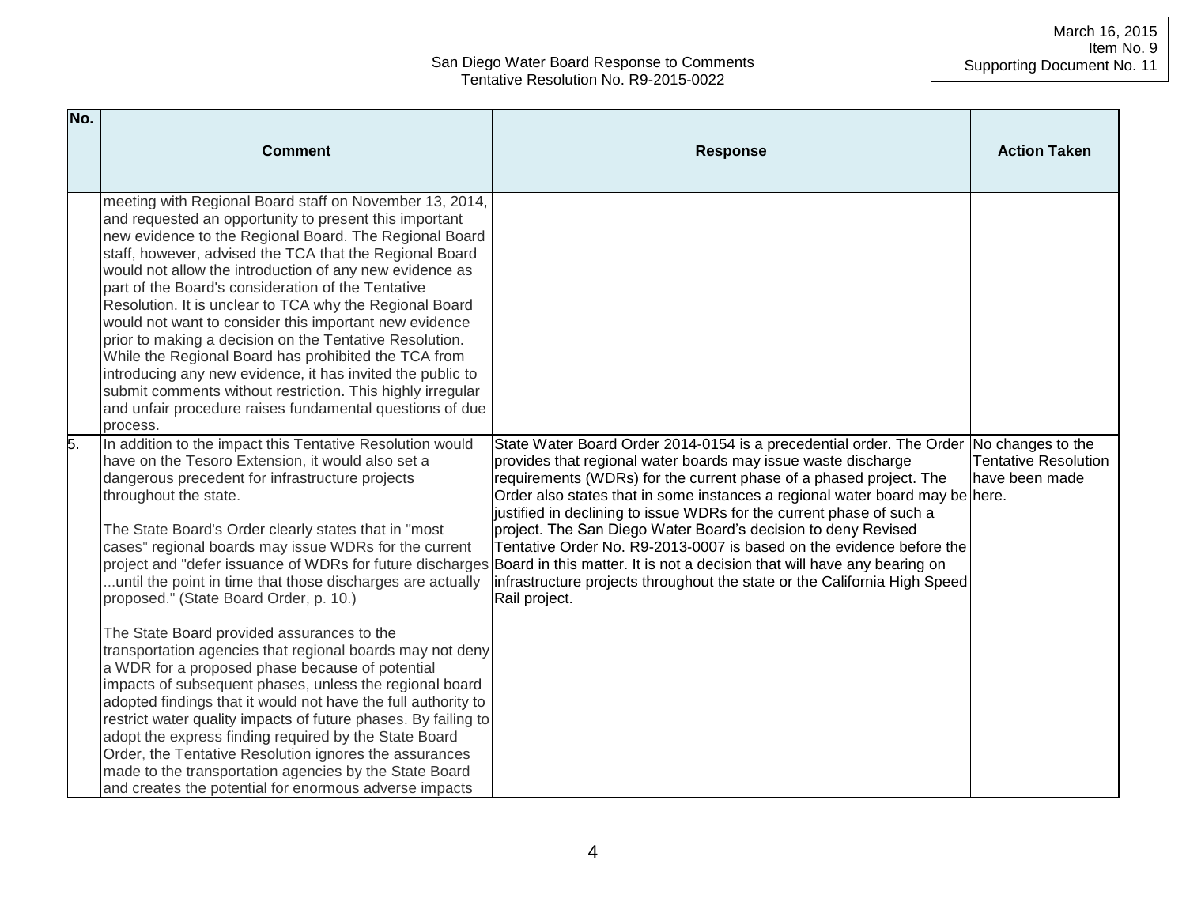| No. | Comment | Response | Action Taken |
|---|---|---|---|
| | meeting with Regional Board staff on November 13, 2014, and requested an opportunity to present this important new evidence to the Regional Board. The Regional Board staff, however, advised the TCA that the Regional Board would not allow the introduction of any new evidence as part of the Board's consideration of the Tentative Resolution. It is unclear to TCA why the Regional Board would not want to consider this important new evidence prior to making a decision on the Tentative Resolution. While the Regional Board has prohibited the TCA from introducing any new evidence, it has invited the public to submit comments without restriction. This highly irregular and unfair procedure raises fundamental questions of due process. | | |
| 5. | In addition to the impact this Tentative Resolution would have on the Tesoro Extension, it would also set a dangerous precedent for infrastructure projects throughout the state.<br><br>The State Board's Order clearly states that in "most cases" regional boards may issue WDRs for the current project and "defer issuance of WDRs for future discharges ...until the point in time that those discharges are actually proposed." (State Board Order, p. 10.)<br><br>The State Board provided assurances to the transportation agencies that regional boards may not deny a WDR for a proposed phase because of potential impacts of subsequent phases, unless the regional board adopted findings that it would not have the full authority to restrict water quality impacts of future phases. By failing to adopt the express finding required by the State Board Order, the Tentative Resolution ignores the assurances made to the transportation agencies by the State Board and creates the potential for enormous adverse impacts | State Water Board Order 2014-0154 is a precedential order. The Order provides that regional water boards may issue waste discharge requirements (WDRs) for the current phase of a phased project. The Order also states that in some instances a regional water board may be justified in declining to issue WDRs for the current phase of such a project. The San Diego Water Board's decision to deny Revised Tentative Order No. R9-2013-0007 is based on the evidence before the Board in this matter. It is not a decision that will have any bearing on infrastructure projects throughout the state or the California High Speed Rail project. | No changes to the Tentative Resolution have been made here. |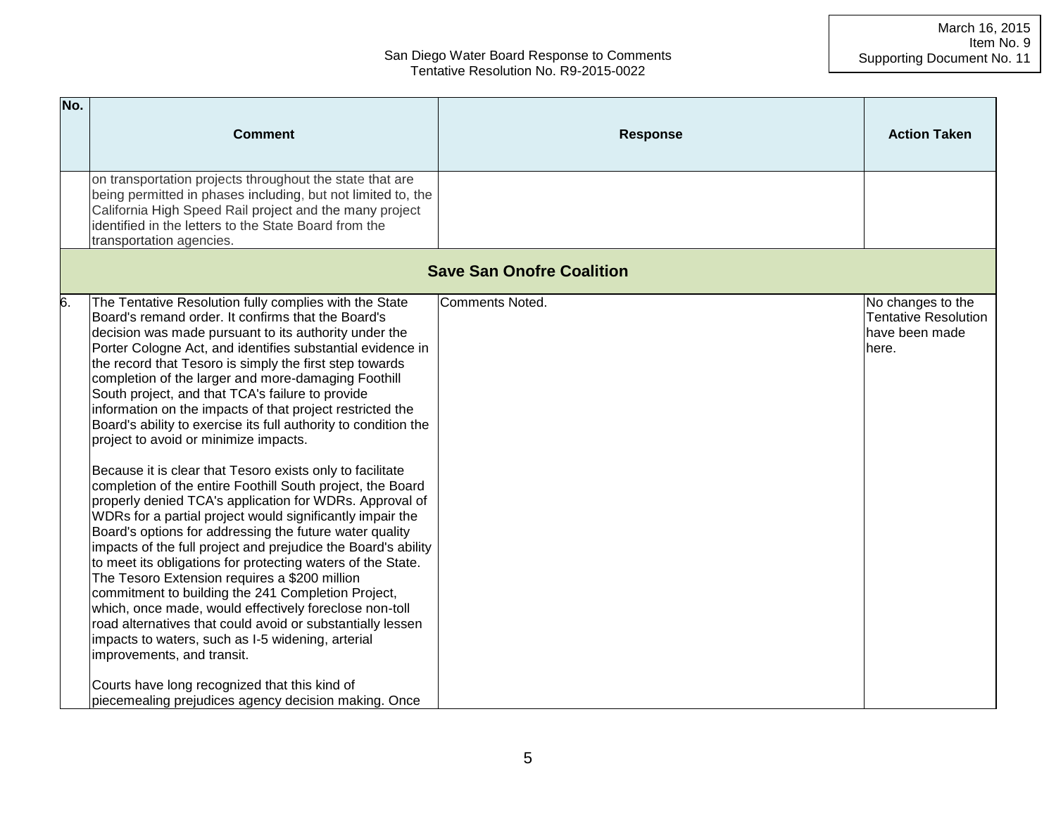| No. | Comment | Response | Action Taken |
|---|---|---|---|
| | on transportation projects throughout the state that are being permitted in phases including, but not limited to, the California High Speed Rail project and the many project identified in the letters to the State Board from the transportation agencies. | | |
| | **Save San Onofre Coalition** | | |
| 6. | The Tentative Resolution fully complies with the State Board's remand order. It confirms that the Board's decision was made pursuant to its authority under the Porter Cologne Act, and identifies substantial evidence in the record that Tesoro is simply the first step towards completion of the larger and more-damaging Foothill South project, and that TCA's failure to provide information on the impacts of that project restricted the Board's ability to exercise its full authority to condition the project to avoid or minimize impacts.<br><br>Because it is clear that Tesoro exists only to facilitate completion of the entire Foothill South project, the Board properly denied TCA's application for WDRs. Approval of WDRs for a partial project would significantly impair the Board's options for addressing the future water quality impacts of the full project and prejudice the Board's ability to meet its obligations for protecting waters of the State. The Tesoro Extension requires a $200 million commitment to building the 241 Completion Project, which, once made, would effectively foreclose non-toll road alternatives that could avoid or substantially lessen impacts to waters, such as I-5 widening, arterial improvements, and transit.<br><br>Courts have long recognized that this kind of piecemealing prejudices agency decision making. Once | Comments Noted. | No changes to the Tentative Resolution have been made here. |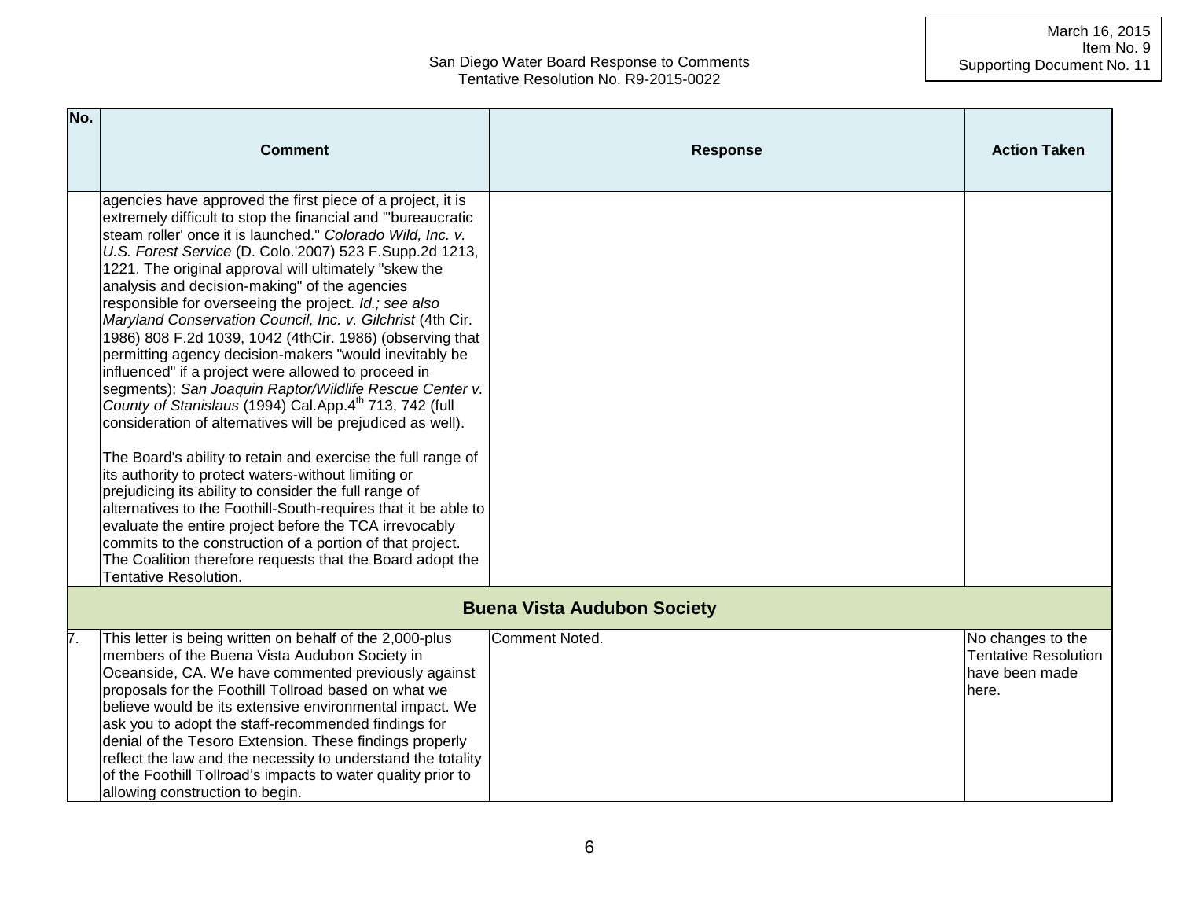| No. | Comment | Response | Action Taken |
|---|---|---|---|
| | agencies have approved the first piece of a project, it is extremely difficult to stop the financial and "'bureaucratic steam roller' once it is launched." *Colorado Wild, Inc. v. U.S. Forest Service* (D. Colo.'2007) 523 F.Supp.2d 1213, 1221. The original approval will ultimately "skew the analysis and decision-making" of the agencies responsible for overseeing the project. *Id.; see also Maryland Conservation Council, Inc. v. Gilchrist* (4th Cir. 1986) 808 F.2d 1039, 1042 (4thCir. 1986) (observing that permitting agency decision-makers "would inevitably be influenced" if a project were allowed to proceed in segments); *San Joaquin Raptor/Wildlife Rescue Center v. County of Stanislaus* (1994) Cal.App.4th 713, 742 (full consideration of alternatives will be prejudiced as well).<br><br>The Board's ability to retain and exercise the full range of its authority to protect waters-without limiting or prejudicing its ability to consider the full range of alternatives to the Foothill-South-requires that it be able to evaluate the entire project before the TCA irrevocably commits to the construction of a portion of that project. The Coalition therefore requests that the Board adopt the Tentative Resolution. | | |
| | **Buena Vista Audubon Society** | | |
| 7. | This letter is being written on behalf of the 2,000-plus members of the Buena Vista Audubon Society in Oceanside, CA. We have commented previously against proposals for the Foothill Tollroad based on what we believe would be its extensive environmental impact. We ask you to adopt the staff-recommended findings for denial of the Tesoro Extension. These findings properly reflect the law and the necessity to understand the totality of the Foothill Tollroad's impacts to water quality prior to allowing construction to begin. | Comment Noted. | No changes to the Tentative Resolution have been made here. |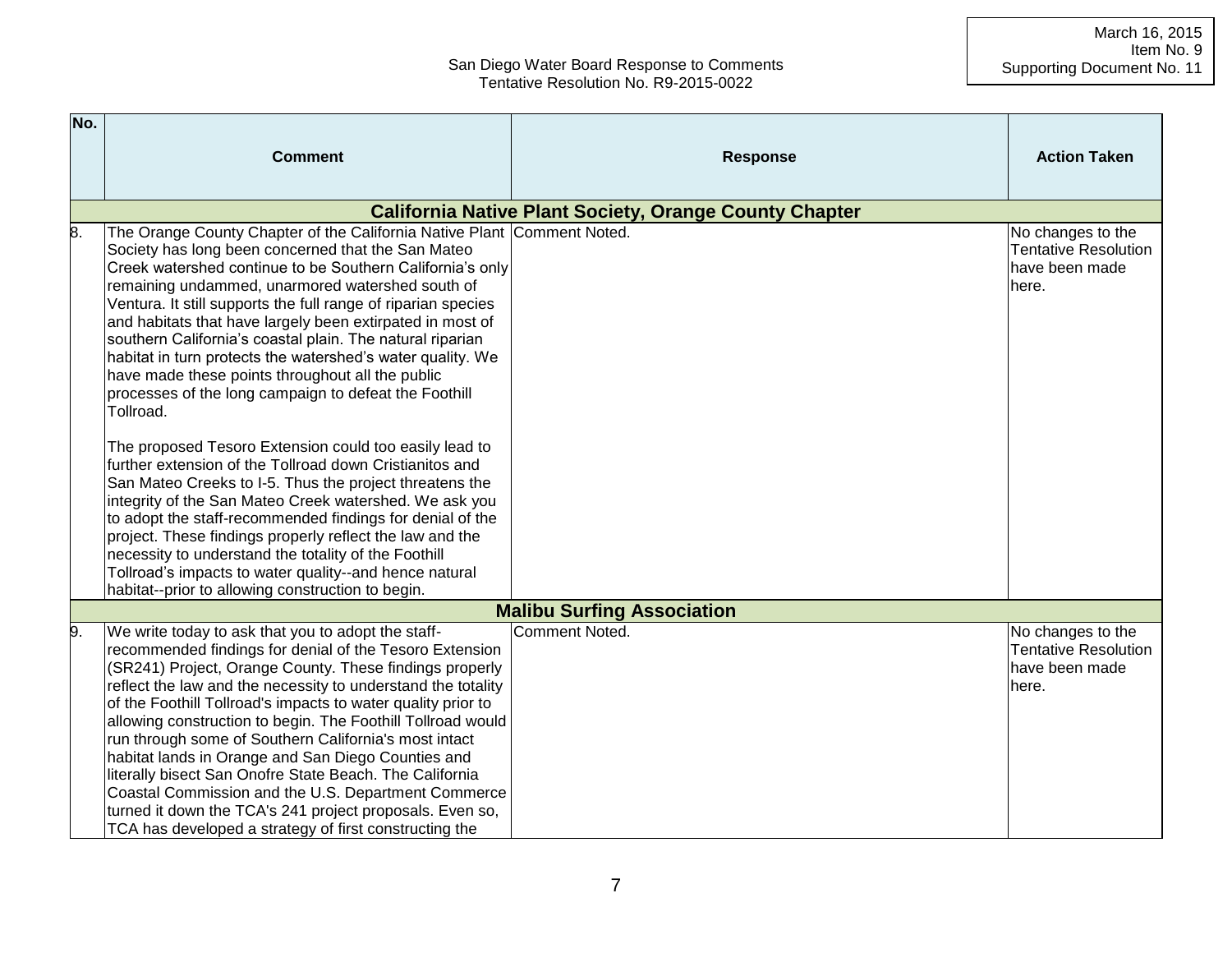| No. | Comment | Response | Action Taken |
|---|---|---|---|
| | **California Native Plant Society, Orange County Chapter** | | |
| 8. | The Orange County Chapter of the California Native Plant Society has long been concerned that the San Mateo Creek watershed continue to be Southern California's only remaining undammed, unarmored watershed south of Ventura. It still supports the full range of riparian species and habitats that have largely been extirpated in most of southern California's coastal plain. The natural riparian habitat in turn protects the watershed's water quality. We have made these points throughout all the public processes of the long campaign to defeat the Foothill Tollroad.<br><br>The proposed Tesoro Extension could too easily lead to further extension of the Tollroad down Cristianitos and San Mateo Creeks to I-5. Thus the project threatens the integrity of the San Mateo Creek watershed. We ask you to adopt the staff-recommended findings for denial of the project. These findings properly reflect the law and the necessity to understand the totality of the Foothill Tollroad's impacts to water quality--and hence natural habitat--prior to allowing construction to begin. | Comment Noted. | No changes to the Tentative Resolution have been made here. |
| | **Malibu Surfing Association** | | |
| 9. | We write today to ask that you to adopt the staff-recommended findings for denial of the Tesoro Extension (SR241) Project, Orange County. These findings properly reflect the law and the necessity to understand the totality of the Foothill Tollroad's impacts to water quality prior to allowing construction to begin. The Foothill Tollroad would run through some of Southern California's most intact habitat lands in Orange and San Diego Counties and literally bisect San Onofre State Beach. The California Coastal Commission and the U.S. Department Commerce turned it down the TCA's 241 project proposals. Even so, TCA has developed a strategy of first constructing the | Comment Noted. | No changes to the Tentative Resolution have been made here. |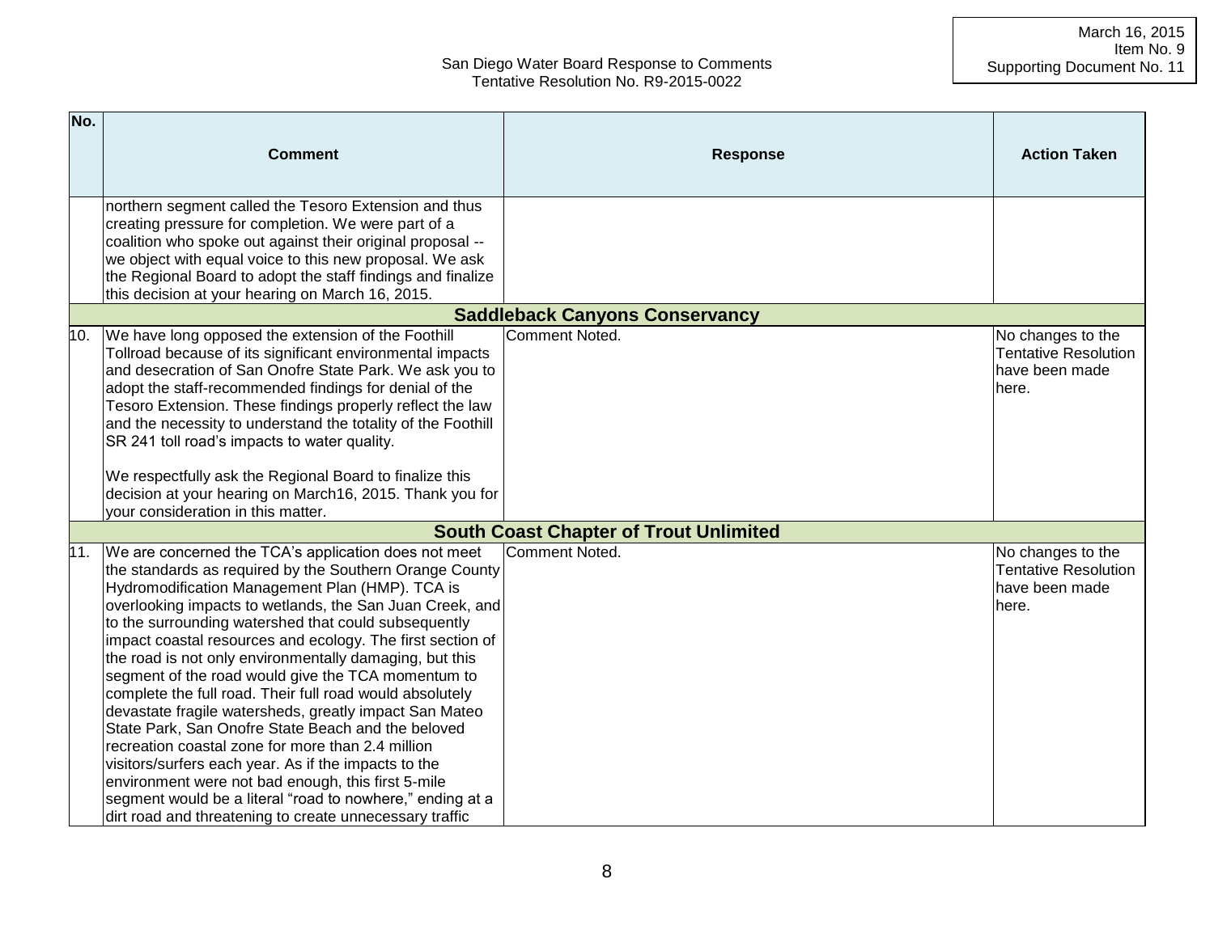| No. | Comment | Response | Action Taken |
|---|---|---|---|
| | northern segment called the Tesoro Extension and thus creating pressure for completion. We were part of a coalition who spoke out against their original proposal -- we object with equal voice to this new proposal. We ask the Regional Board to adopt the staff findings and finalize this decision at your hearing on March 16, 2015. | | |
| | **Saddleback Canyons Conservancy** | | |
| 10. | We have long opposed the extension of the Foothill Tollroad because of its significant environmental impacts and desecration of San Onofre State Park. We ask you to adopt the staff-recommended findings for denial of the Tesoro Extension. These findings properly reflect the law and the necessity to understand the totality of the Foothill SR 241 toll road's impacts to water quality.<br><br>We respectfully ask the Regional Board to finalize this decision at your hearing on March16, 2015. Thank you for your consideration in this matter. | Comment Noted. | No changes to the Tentative Resolution have been made here. |
| | **South Coast Chapter of Trout Unlimited** | | |
| 11. | We are concerned the TCA's application does not meet the standards as required by the Southern Orange County Hydromodification Management Plan (HMP). TCA is overlooking impacts to wetlands, the San Juan Creek, and to the surrounding watershed that could subsequently impact coastal resources and ecology. The first section of the road is not only environmentally damaging, but this segment of the road would give the TCA momentum to complete the full road. Their full road would absolutely devastate fragile watersheds, greatly impact San Mateo State Park, San Onofre State Beach and the beloved recreation coastal zone for more than 2.4 million visitors/surfers each year. As if the impacts to the environment were not bad enough, this first 5-mile segment would be a literal "road to nowhere," ending at a dirt road and threatening to create unnecessary traffic | Comment Noted. | No changes to the Tentative Resolution have been made here. |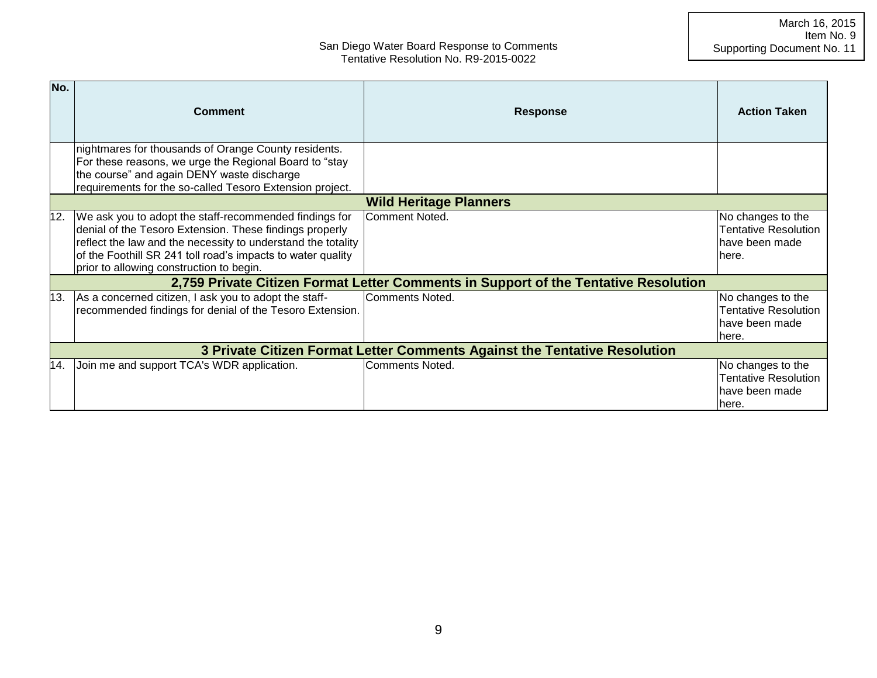| No. | Comment | Response | Action Taken |
|---|---|---|---|
| | nightmares for thousands of Orange County residents. For these reasons, we urge the Regional Board to "stay the course" and again DENY waste discharge requirements for the so-called Tesoro Extension project. | | |
| **Wild Heritage Planners** | | | |
| 12. | We ask you to adopt the staff-recommended findings for denial of the Tesoro Extension. These findings properly reflect the law and the necessity to understand the totality of the Foothill SR 241 toll road's impacts to water quality prior to allowing construction to begin. | Comment Noted. | No changes to the Tentative Resolution have been made here. |
| **2,759 Private Citizen Format Letter Comments in Support of the Tentative Resolution** | | | |
| 13. | As a concerned citizen, I ask you to adopt the staff-recommended findings for denial of the Tesoro Extension. | Comments Noted. | No changes to the Tentative Resolution have been made here. |
| **3 Private Citizen Format Letter Comments Against the Tentative Resolution** | | | |
| 14. | Join me and support TCA's WDR application. | Comments Noted. | No changes to the Tentative Resolution have been made here. |